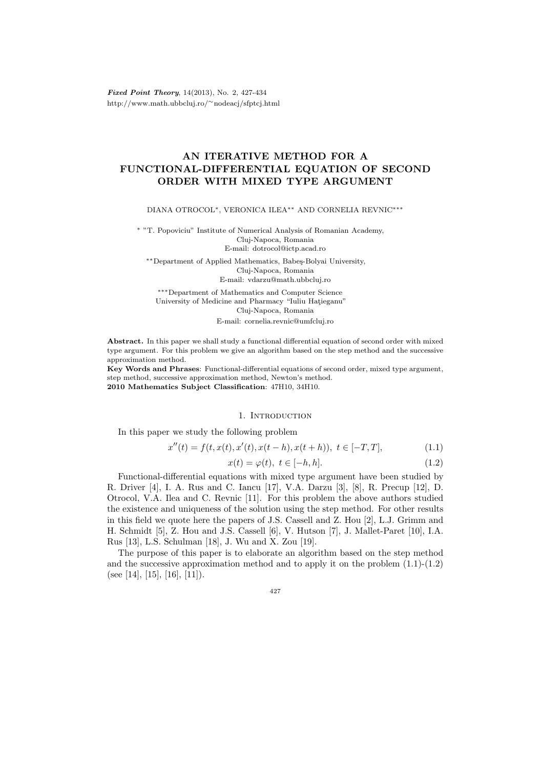*Fixed Point Theory*, 14(2013), No. 2, 427-434
http://www.math.ubbcluj.ro/~nodeacj/sfptcj.html

# AN ITERATIVE METHOD FOR A FUNCTIONAL-DIFFERENTIAL EQUATION OF SECOND ORDER WITH MIXED TYPE ARGUMENT

DIANA OTROCOL*, VERONICA ILEA** AND CORNELIA REVNIC***

\* "T. Popoviciu" Institute of Numerical Analysis of Romanian Academy,
Cluj-Napoca, Romania
E-mail: dotrocol@ictp.acad.ro

\*\*Department of Applied Mathematics, Babeş-Bolyai University,
Cluj-Napoca, Romania
E-mail: vdarzu@math.ubbcluj.ro

\*\*\*Department of Mathematics and Computer Science
University of Medicine and Pharmacy "Iuliu Haţieganu"
Cluj-Napoca, Romania
E-mail: cornelia.revnic@umfcluj.ro

**Abstract.** In this paper we shall study a functional differential equation of second order with mixed type argument. For this problem we give an algorithm based on the step method and the successive approximation method.

**Key Words and Phrases**: Functional-differential equations of second order, mixed type argument, step method, successive approximation method, Newton's method.

**2010 Mathematics Subject Classification**: 47H10, 34H10.

## 1. Introduction

In this paper we study the following problem

$$x''(t) = f(t, x(t), x'(t), x(t-h), x(t+h)),\ t \in [-T, T], \tag{1.1}$$

$$x(t) = \varphi(t),\ t \in [-h, h]. \tag{1.2}$$

Functional-differential equations with mixed type argument have been studied by R. Driver [4], I. A. Rus and C. Iancu [17], V.A. Darzu [3], [8], R. Precup [12], D. Otrocol, V.A. Ilea and C. Revnic [11]. For this problem the above authors studied the existence and uniqueness of the solution using the step method. For other results in this field we quote here the papers of J.S. Cassell and Z. Hou [2], L.J. Grimm and H. Schmidt [5], Z. Hou and J.S. Cassell [6], V. Hutson [7], J. Mallet-Paret [10], I.A. Rus [13], L.S. Schulman [18], J. Wu and X. Zou [19].

The purpose of this paper is to elaborate an algorithm based on the step method and the successive approximation method and to apply it on the problem (1.1)-(1.2) (see [14], [15], [16], [11]).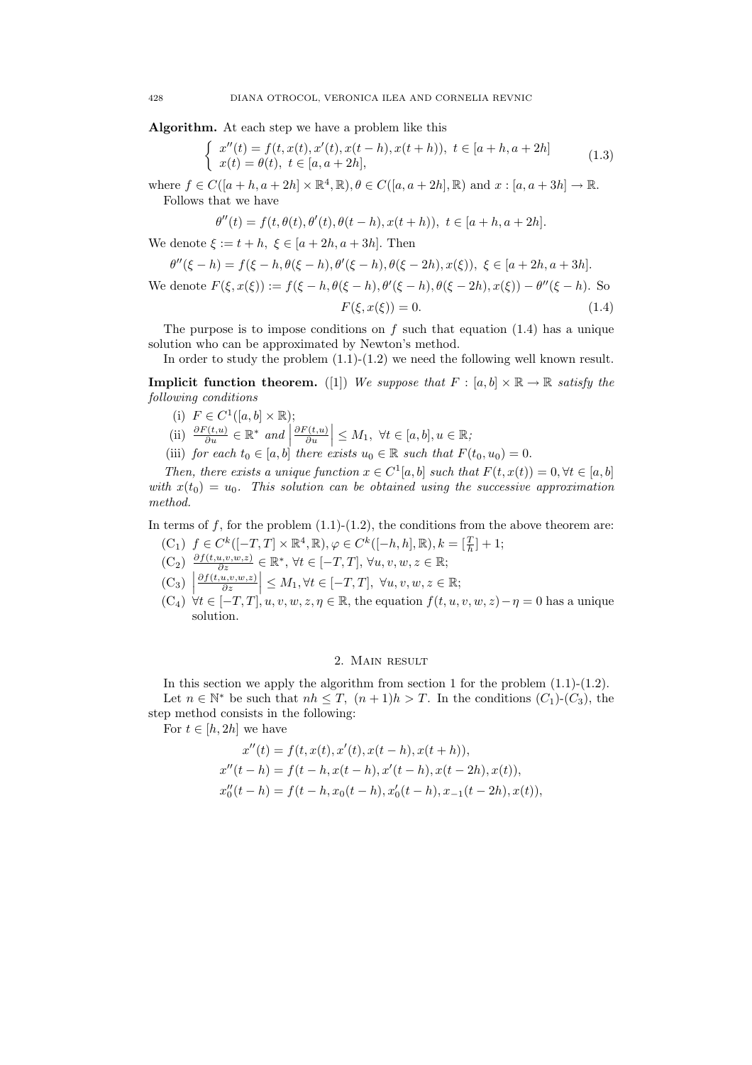**Algorithm.** At each step we have a problem like this

$$
\begin{cases} x''(t) = f(t, x(t), x'(t), x(t-h), x(t+h)), \ t \in [a+h, a+2h] \\ x(t) = \theta(t), \ t \in [a, a+2h], \end{cases} \tag{1.3}
$$

where $f \in C([a+h, a+2h] \times \mathbb{R}^4, \mathbb{R}), \theta \in C([a, a+2h], \mathbb{R})$ and $x : [a, a+3h] \to \mathbb{R}$.

Follows that we have

$$
\theta''(t) = f(t, \theta(t), \theta'(t), \theta(t-h), x(t+h)), \ t \in [a+h, a+2h].
$$

We denote $\xi := t+h, \ \xi \in [a+2h, a+3h]$. Then

$$
\theta''(\xi - h) = f(\xi - h, \theta(\xi - h), \theta'(\xi - h), \theta(\xi - 2h), x(\xi)), \ \xi \in [a+2h, a+3h].
$$

We denote $F(\xi, x(\xi)) := f(\xi - h, \theta(\xi - h), \theta'(\xi - h), \theta(\xi - 2h), x(\xi)) - \theta''(\xi - h)$. So

$$
F(\xi, x(\xi)) = 0. \tag{1.4}
$$

The purpose is to impose conditions on $f$ such that equation (1.4) has a unique solution who can be approximated by Newton's method.

In order to study the problem (1.1)-(1.2) we need the following well known result.

**Implicit function theorem.** ([1]) *We suppose that $F : [a, b] \times \mathbb{R} \to \mathbb{R}$ satisfy the following conditions*

(i) $F \in C^1([a, b] \times \mathbb{R})$;

(ii) $\frac{\partial F(t,u)}{\partial u} \in \mathbb{R}^*$ *and* $\left| \frac{\partial F(t,u)}{\partial u} \right| \leq M_1, \ \forall t \in [a, b], u \in \mathbb{R}$;

(iii) *for each $t_0 \in [a, b]$ there exists $u_0 \in \mathbb{R}$ such that $F(t_0, u_0) = 0$.*

*Then, there exists a unique function $x \in C^1[a, b]$ such that $F(t, x(t)) = 0, \forall t \in [a, b]$ with $x(t_0) = u_0$. This solution can be obtained using the successive approximation method.*

In terms of $f$, for the problem (1.1)-(1.2), the conditions from the above theorem are:

($C_1$) $f \in C^k([-T, T] \times \mathbb{R}^4, \mathbb{R}), \varphi \in C^k([-h, h], \mathbb{R}), k = [\frac{T}{h}] + 1$;

($C_2$) $\frac{\partial f(t,u,v,w,z)}{\partial z} \in \mathbb{R}^*, \ \forall t \in [-T, T], \ \forall u, v, w, z \in \mathbb{R}$;

($C_3$) $\left| \frac{\partial f(t,u,v,w,z)}{\partial z} \right| \leq M_1, \forall t \in [-T, T], \ \forall u, v, w, z \in \mathbb{R}$;

($C_4$) $\forall t \in [-T, T], u, v, w, z, \eta \in \mathbb{R}$, the equation $f(t, u, v, w, z) - \eta = 0$ has a unique solution.

## 2. Main result

In this section we apply the algorithm from section 1 for the problem (1.1)-(1.2).

Let $n \in \mathbb{N}^*$ be such that $nh \leq T, \ (n+1)h > T$. In the conditions $(C_1)$-$(C_3)$, the step method consists in the following:

For $t \in [h, 2h]$ we have

$$
\begin{aligned}
x''(t) &= f(t, x(t), x'(t), x(t-h), x(t+h)), \\
x''(t-h) &= f(t-h, x(t-h), x'(t-h), x(t-2h), x(t)), \\
x_0''(t-h) &= f(t-h, x_0(t-h), x_0'(t-h), x_{-1}(t-2h), x(t)),
\end{aligned}
$$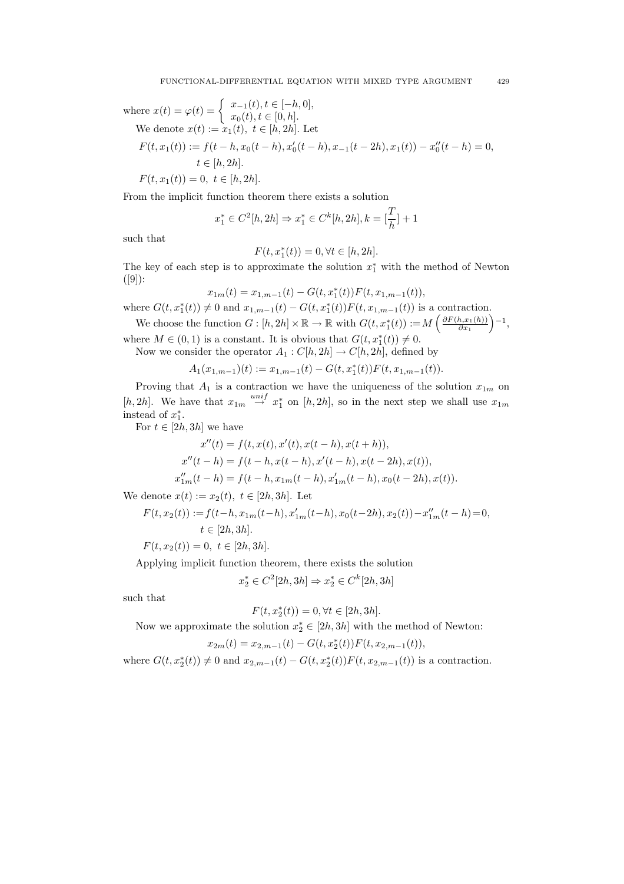where $x(t) = \varphi(t) = \begin{cases} x_{-1}(t), t \in [-h, 0], \\ x_0(t), t \in [0, h]. \end{cases}$

We denote $x(t) := x_1(t),\ t \in [h, 2h]$. Let

$$F(t, x_1(t)) := f(t-h, x_0(t-h), x_0'(t-h), x_{-1}(t-2h), x_1(t)) - x_0''(t-h) = 0,$$
$$t \in [h, 2h].$$

$F(t, x_1(t)) = 0,\ t \in [h, 2h]$.

From the implicit function theorem there exists a solution

$$x_1^* \in C^2[h, 2h] \Rightarrow x_1^* \in C^k[h, 2h], k = [\frac{T}{h}] + 1$$

such that

$$F(t, x_1^*(t)) = 0, \forall t \in [h, 2h].$$

The key of each step is to approximate the solution $x_1^*$ with the method of Newton ([9]):

$$x_{1m}(t) = x_{1,m-1}(t) - G(t, x_1^*(t))F(t, x_{1,m-1}(t)),$$

where $G(t, x_1^*(t)) \neq 0$ and $x_{1,m-1}(t) - G(t, x_1^*(t))F(t, x_{1,m-1}(t))$ is a contraction.

We choose the function $G : [h, 2h] \times \mathbb{R} \to \mathbb{R}$ with $G(t, x_1^*(t)) := M \left( \frac{\partial F(h, x_1(h))}{\partial x_1} \right)^{-1}$, where $M \in (0, 1)$ is a constant. It is obvious that $G(t, x_1^*(t)) \neq 0$.

Now we consider the operator $A_1 : C[h, 2h] \to C[h, 2h]$, defined by

$$A_1(x_{1,m-1})(t) := x_{1,m-1}(t) - G(t, x_1^*(t))F(t, x_{1,m-1}(t)).$$

Proving that $A_1$ is a contraction we have the uniqueness of the solution $x_{1m}$ on $[h, 2h]$. We have that $x_{1m} \overset{unif}{\to} x_1^*$ on $[h, 2h]$, so in the next step we shall use $x_{1m}$ instead of $x_1^*$.

For $t \in [2h, 3h]$ we have

$$x''(t) = f(t, x(t), x'(t), x(t-h), x(t+h)),$$
$$x''(t-h) = f(t-h, x(t-h), x'(t-h), x(t-2h), x(t)),$$
$$x_{1m}''(t-h) = f(t-h, x_{1m}(t-h), x_{1m}'(t-h), x_0(t-2h), x(t)).$$

We denote $x(t) := x_2(t),\ t \in [2h, 3h]$. Let

$$F(t, x_2(t)) := f(t-h, x_{1m}(t-h), x_{1m}'(t-h), x_0(t-2h), x_2(t)) - x_{1m}''(t-h) = 0,$$
$$t \in [2h, 3h].$$

$F(t, x_2(t)) = 0,\ t \in [2h, 3h]$.

Applying implicit function theorem, there exists the solution

$$x_2^* \in C^2[2h, 3h] \Rightarrow x_2^* \in C^k[2h, 3h]$$

such that

$$F(t, x_2^*(t)) = 0, \forall t \in [2h, 3h].$$

Now we approximate the solution $x_2^* \in [2h, 3h]$ with the method of Newton:

$$x_{2m}(t) = x_{2,m-1}(t) - G(t, x_2^*(t))F(t, x_{2,m-1}(t)),$$

where $G(t, x_2^*(t)) \neq 0$ and $x_{2,m-1}(t) - G(t, x_2^*(t))F(t, x_{2,m-1}(t))$ is a contraction.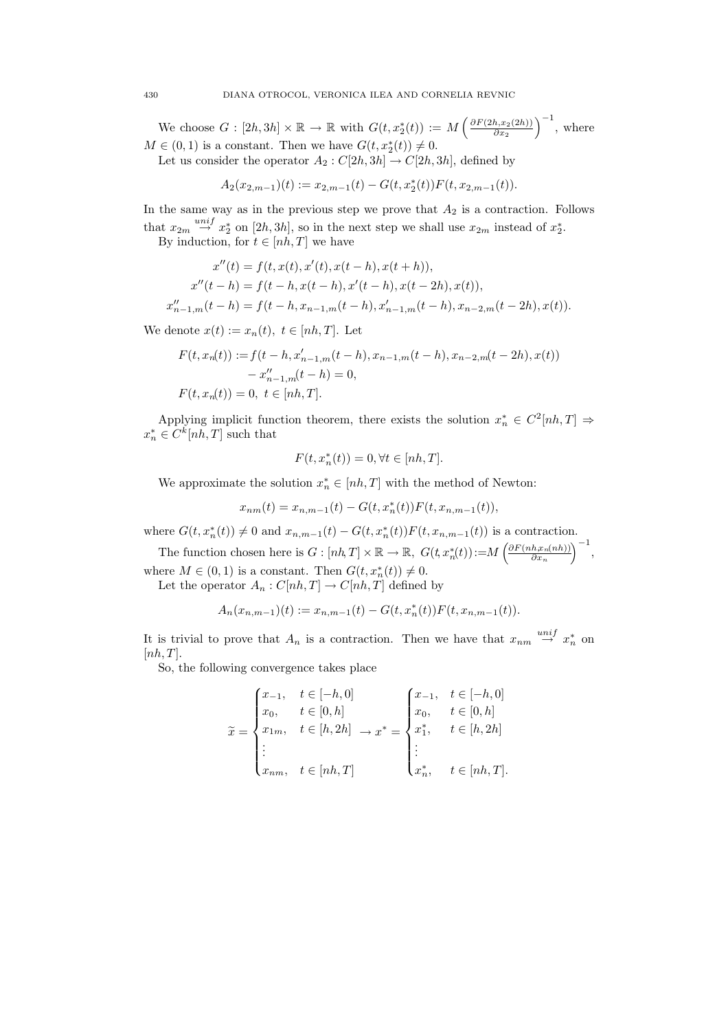We choose $G : [2h, 3h] \times \mathbb{R} \to \mathbb{R}$ with $G(t, x_2^*(t)) := M\left(\frac{\partial F(2h, x_2(2h))}{\partial x_2}\right)^{-1}$, where $M \in (0, 1)$ is a constant. Then we have $G(t, x_2^*(t)) \neq 0$.

Let us consider the operator $A_2 : C[2h, 3h] \to C[2h, 3h]$, defined by

$$A_2(x_{2,m-1})(t) := x_{2,m-1}(t) - G(t, x_2^*(t))F(t, x_{2,m-1}(t)).$$

In the same way as in the previous step we prove that $A_2$ is a contraction. Follows that $x_{2m} \overset{unif}{\to} x_2^*$ on $[2h, 3h]$, so in the next step we shall use $x_{2m}$ instead of $x_2^*$.

By induction, for $t \in [nh, T]$ we have

$$\begin{aligned}
x''(t) &= f(t, x(t), x'(t), x(t-h), x(t+h)),\\
x''(t-h) &= f(t-h, x(t-h), x'(t-h), x(t-2h), x(t)),\\
x''_{n-1,m}(t-h) &= f(t-h, x_{n-1,m}(t-h), x'_{n-1,m}(t-h), x_{n-2,m}(t-2h), x(t)).
\end{aligned}$$

We denote $x(t) := x_n(t),\ t \in [nh, T]$. Let

$$\begin{aligned}
F(t, x_n(t)) :=& f(t-h, x'_{n-1,m}(t-h), x_{n-1,m}(t-h), x_{n-2,m}(t-2h), x(t))\\
&- x''_{n-1,m}(t-h) = 0,\\
F(t, x_n(t)) =& 0,\ t \in [nh, T].
\end{aligned}$$

Applying implicit function theorem, there exists the solution $x_n^* \in C^2[nh, T] \Rightarrow x_n^* \in C^k[nh, T]$ such that

$$F(t, x_n^*(t)) = 0, \forall t \in [nh, T].$$

We approximate the solution $x_n^* \in [nh, T]$ with the method of Newton:

$$x_{nm}(t) = x_{n,m-1}(t) - G(t, x_n^*(t))F(t, x_{n,m-1}(t)),$$

where $G(t, x_n^*(t)) \neq 0$ and $x_{n,m-1}(t) - G(t, x_n^*(t))F(t, x_{n,m-1}(t))$ is a contraction.

The function chosen here is $G : [nh, T] \times \mathbb{R} \to \mathbb{R},\ G(t, x_n^*(t)) := M\left(\frac{\partial F(nh, x_n(nh))}{\partial x_n}\right)^{-1}$, where $M \in (0, 1)$ is a constant. Then $G(t, x_n^*(t)) \neq 0$.

Let the operator $A_n : C[nh, T] \to C[nh, T]$ defined by

$$A_n(x_{n,m-1})(t) := x_{n,m-1}(t) - G(t, x_n^*(t))F(t, x_{n,m-1}(t)).$$

It is trivial to prove that $A_n$ is a contraction. Then we have that $x_{nm} \overset{unif}{\to} x_n^*$ on $[nh, T]$.

So, the following convergence takes place

$$\widetilde{x} = \begin{cases} x_{-1}, & t \in [-h, 0]\\ x_0, & t \in [0, h]\\ x_{1m}, & t \in [h, 2h]\\ \vdots & \\ x_{nm}, & t \in [nh, T] \end{cases} \to x^* = \begin{cases} x_{-1}, & t \in [-h, 0]\\ x_0, & t \in [0, h]\\ x_1^*, & t \in [h, 2h]\\ \vdots & \\ x_n^*, & t \in [nh, T]. \end{cases}$$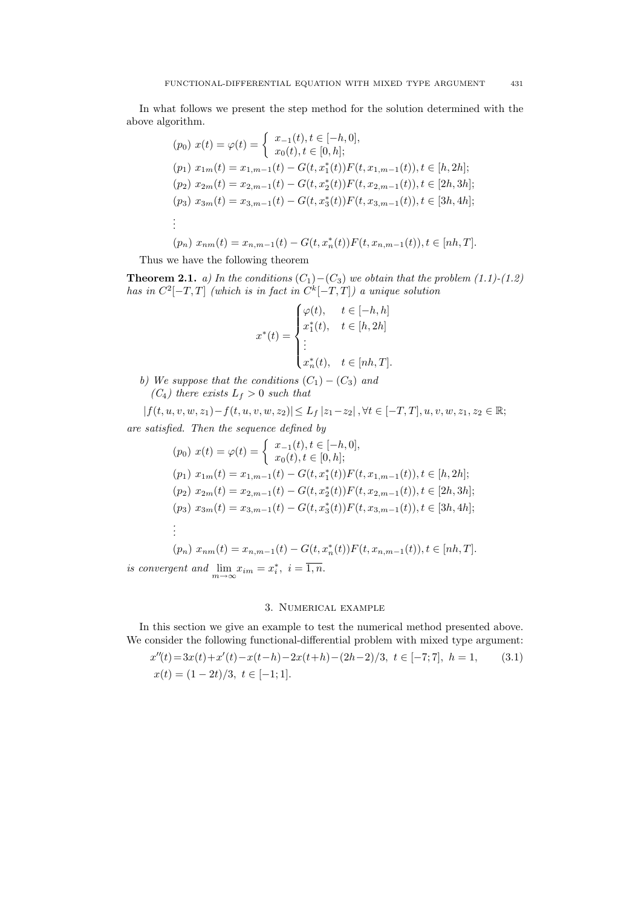In what follows we present the step method for the solution determined with the above algorithm.

$$(p_0)\ x(t) = \varphi(t) = \begin{cases} x_{-1}(t), t \in [-h, 0], \\ x_0(t), t \in [0, h]; \end{cases}$$

$$(p_1)\ x_{1m}(t) = x_{1,m-1}(t) - G(t, x_1^*(t))F(t, x_{1,m-1}(t)), t \in [h, 2h];$$

$$(p_2)\ x_{2m}(t) = x_{2,m-1}(t) - G(t, x_2^*(t))F(t, x_{2,m-1}(t)), t \in [2h, 3h];$$

$$(p_3)\ x_{3m}(t) = x_{3,m-1}(t) - G(t, x_3^*(t))F(t, x_{3,m-1}(t)), t \in [3h, 4h];$$

$$\vdots$$

$$(p_n)\ x_{nm}(t) = x_{n,m-1}(t) - G(t, x_n^*(t))F(t, x_{n,m-1}(t)), t \in [nh, T].$$

Thus we have the following theorem

**Theorem 2.1.** *a) In the conditions $(C_1)-(C_3)$ we obtain that the problem (1.1)-(1.2) has in $C^2[-T, T]$ (which is in fact in $C^k[-T, T]$) a unique solution*

$$x^*(t) = \begin{cases} \varphi(t), & t \in [-h, h] \\ x_1^*(t), & t \in [h, 2h] \\ \vdots \\ x_n^*(t), & t \in [nh, T]. \end{cases}$$

*b) We suppose that the conditions $(C_1) - (C_3)$ and*

*$(C_4)$ there exists $L_f > 0$ such that*

$$|f(t, u, v, w, z_1) - f(t, u, v, w, z_2)| \le L_f\, |z_1 - z_2|\,, \forall t \in [-T, T], u, v, w, z_1, z_2 \in \mathbb{R};$$

*are satisfied. Then the sequence defined by*

$$(p_0)\ x(t) = \varphi(t) = \begin{cases} x_{-1}(t), t \in [-h, 0], \\ x_0(t), t \in [0, h]; \end{cases}$$

$$(p_1)\ x_{1m}(t) = x_{1,m-1}(t) - G(t, x_1^*(t))F(t, x_{1,m-1}(t)), t \in [h, 2h];$$

$$(p_2)\ x_{2m}(t) = x_{2,m-1}(t) - G(t, x_2^*(t))F(t, x_{2,m-1}(t)), t \in [2h, 3h];$$

$$(p_3)\ x_{3m}(t) = x_{3,m-1}(t) - G(t, x_3^*(t))F(t, x_{3,m-1}(t)), t \in [3h, 4h];$$

$$\vdots$$

$$(p_n)\ x_{nm}(t) = x_{n,m-1}(t) - G(t, x_n^*(t))F(t, x_{n,m-1}(t)), t \in [nh, T].$$

*is convergent and* $\lim\limits_{m\to\infty} x_{im} = x_i^*,\ i = \overline{1, n}$.

## 3. Numerical example

In this section we give an example to test the numerical method presented above. We consider the following functional-differential problem with mixed type argument:

$$x''(t) = 3x(t) + x'(t) - x(t-h) - 2x(t+h) - (2h-2)/3,\ t \in [-7; 7],\ h = 1, \tag{3.1}$$

$$x(t) = (1 - 2t)/3,\ t \in [-1; 1].$$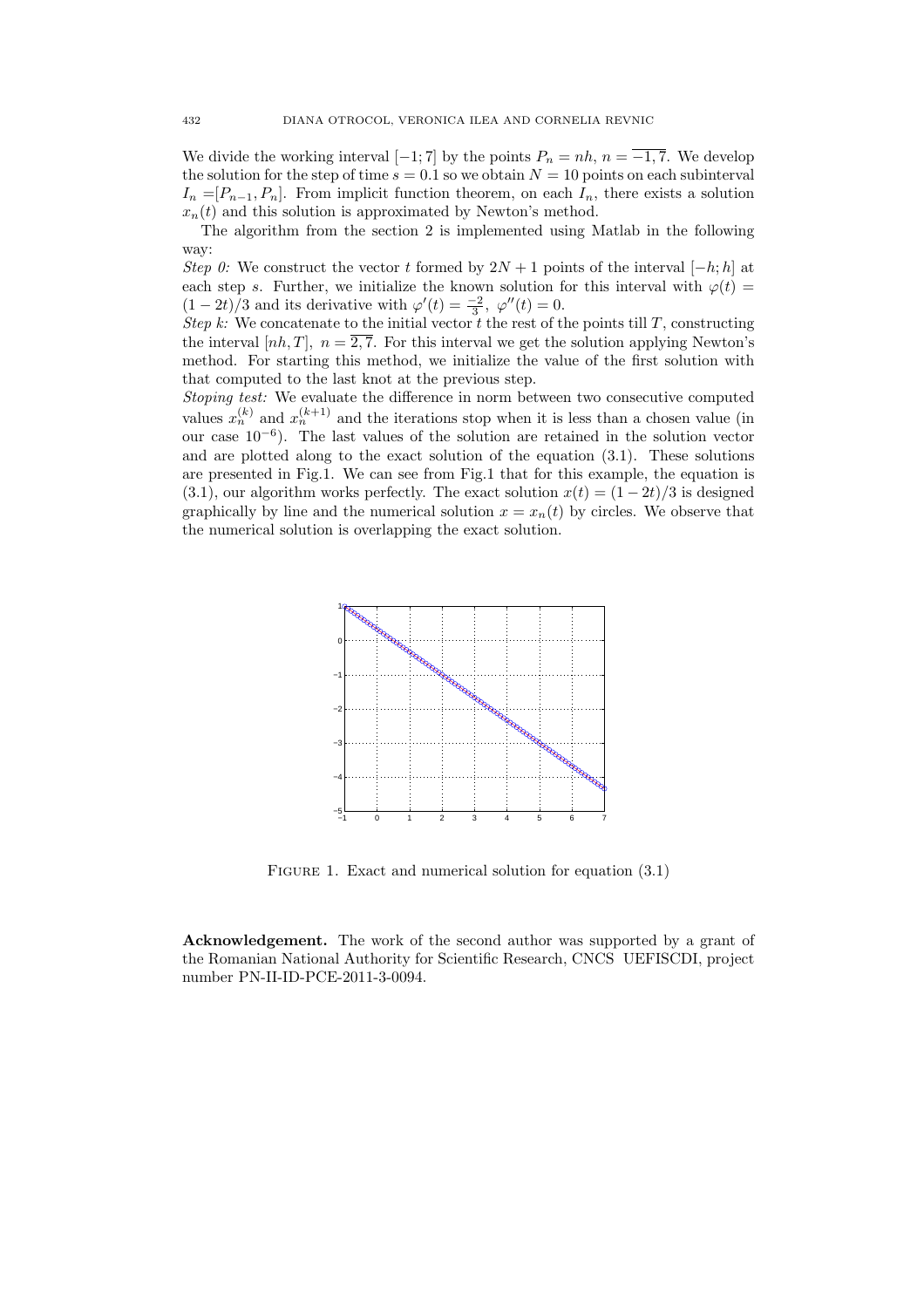We divide the working interval $[-1;7]$ by the points $P_n = nh$, $n = \overline{-1,7}$. We develop the solution for the step of time $s = 0.1$ so we obtain $N = 10$ points on each subinterval $I_n = [P_{n-1}, P_n]$. From implicit function theorem, on each $I_n$, there exists a solution $x_n(t)$ and this solution is approximated by Newton's method.

The algorithm from the section 2 is implemented using Matlab in the following way:

*Step 0:* We construct the vector $t$ formed by $2N+1$ points of the interval $[-h;h]$ at each step $s$. Further, we initialize the known solution for this interval with $\varphi(t) = (1-2t)/3$ and its derivative with $\varphi'(t) = \frac{-2}{3}$, $\varphi''(t) = 0$.

*Step k:* We concatenate to the initial vector $t$ the rest of the points till $T$, constructing the interval $[nh, T]$, $n = \overline{2,7}$. For this interval we get the solution applying Newton's method. For starting this method, we initialize the value of the first solution with that computed to the last knot at the previous step.

*Stoping test:* We evaluate the difference in norm between two consecutive computed values $x_n^{(k)}$ and $x_n^{(k+1)}$ and the iterations stop when it is less than a chosen value (in our case $10^{-6}$). The last values of the solution are retained in the solution vector and are plotted along to the exact solution of the equation (3.1). These solutions are presented in Fig.1. We can see from Fig.1 that for this example, the equation is (3.1), our algorithm works perfectly. The exact solution $x(t) = (1-2t)/3$ is designed graphically by line and the numerical solution $x = x_n(t)$ by circles. We observe that the numerical solution is overlapping the exact solution.

FIGURE 1. Exact and numerical solution for equation (3.1)

**Acknowledgement.** The work of the second author was supported by a grant of the Romanian National Authority for Scientific Research, CNCS UEFISCDI, project number PN-II-ID-PCE-2011-3-0094.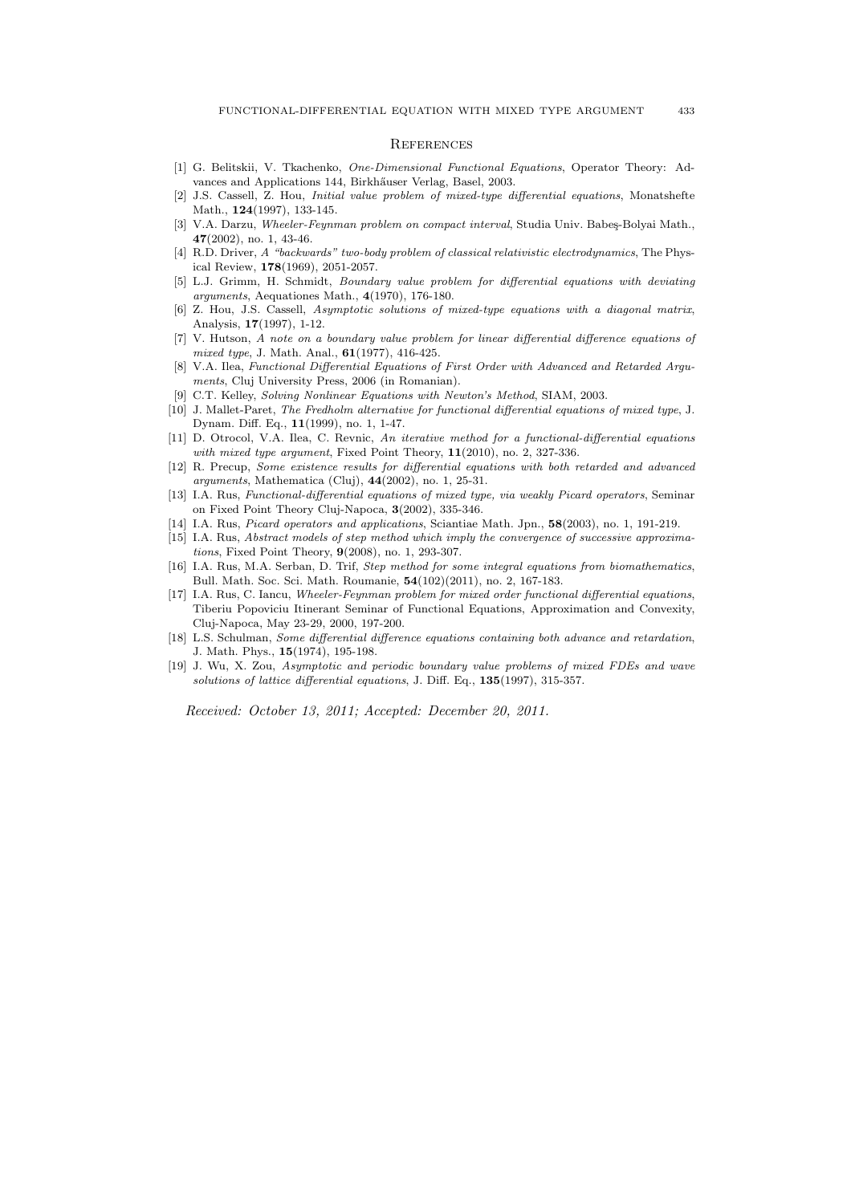## References

[1] G. Belitskii, V. Tkachenko, *One-Dimensional Functional Equations*, Operator Theory: Advances and Applications 144, Birkhäuser Verlag, Basel, 2003.

[2] J.S. Cassell, Z. Hou, *Initial value problem of mixed-type differential equations*, Monatshefte Math., **124**(1997), 133-145.

[3] V.A. Darzu, *Wheeler-Feynman problem on compact interval*, Studia Univ. Babeş-Bolyai Math., **47**(2002), no. 1, 43-46.

[4] R.D. Driver, *A "backwards" two-body problem of classical relativistic electrodynamics*, The Physical Review, **178**(1969), 2051-2057.

[5] L.J. Grimm, H. Schmidt, *Boundary value problem for differential equations with deviating arguments*, Aequationes Math., **4**(1970), 176-180.

[6] Z. Hou, J.S. Cassell, *Asymptotic solutions of mixed-type equations with a diagonal matrix*, Analysis, **17**(1997), 1-12.

[7] V. Hutson, *A note on a boundary value problem for linear differential difference equations of mixed type*, J. Math. Anal., **61**(1977), 416-425.

[8] V.A. Ilea, *Functional Differential Equations of First Order with Advanced and Retarded Arguments*, Cluj University Press, 2006 (in Romanian).

[9] C.T. Kelley, *Solving Nonlinear Equations with Newton's Method*, SIAM, 2003.

[10] J. Mallet-Paret, *The Fredholm alternative for functional differential equations of mixed type*, J. Dynam. Diff. Eq., **11**(1999), no. 1, 1-47.

[11] D. Otrocol, V.A. Ilea, C. Revnic, *An iterative method for a functional-differential equations with mixed type argument*, Fixed Point Theory, **11**(2010), no. 2, 327-336.

[12] R. Precup, *Some existence results for differential equations with both retarded and advanced arguments*, Mathematica (Cluj), **44**(2002), no. 1, 25-31.

[13] I.A. Rus, *Functional-differential equations of mixed type, via weakly Picard operators*, Seminar on Fixed Point Theory Cluj-Napoca, **3**(2002), 335-346.

[14] I.A. Rus, *Picard operators and applications*, Sciantiae Math. Jpn., **58**(2003), no. 1, 191-219.

[15] I.A. Rus, *Abstract models of step method which imply the convergence of successive approximations*, Fixed Point Theory, **9**(2008), no. 1, 293-307.

[16] I.A. Rus, M.A. Serban, D. Trif, *Step method for some integral equations from biomathematics*, Bull. Math. Soc. Sci. Math. Roumanie, **54**(102)(2011), no. 2, 167-183.

[17] I.A. Rus, C. Iancu, *Wheeler-Feynman problem for mixed order functional differential equations*, Tiberiu Popoviciu Itinerant Seminar of Functional Equations, Approximation and Convexity, Cluj-Napoca, May 23-29, 2000, 197-200.

[18] L.S. Schulman, *Some differential difference equations containing both advance and retardation*, J. Math. Phys., **15**(1974), 195-198.

[19] J. Wu, X. Zou, *Asymptotic and periodic boundary value problems of mixed FDEs and wave solutions of lattice differential equations*, J. Diff. Eq., **135**(1997), 315-357.

*Received: October 13, 2011; Accepted: December 20, 2011.*